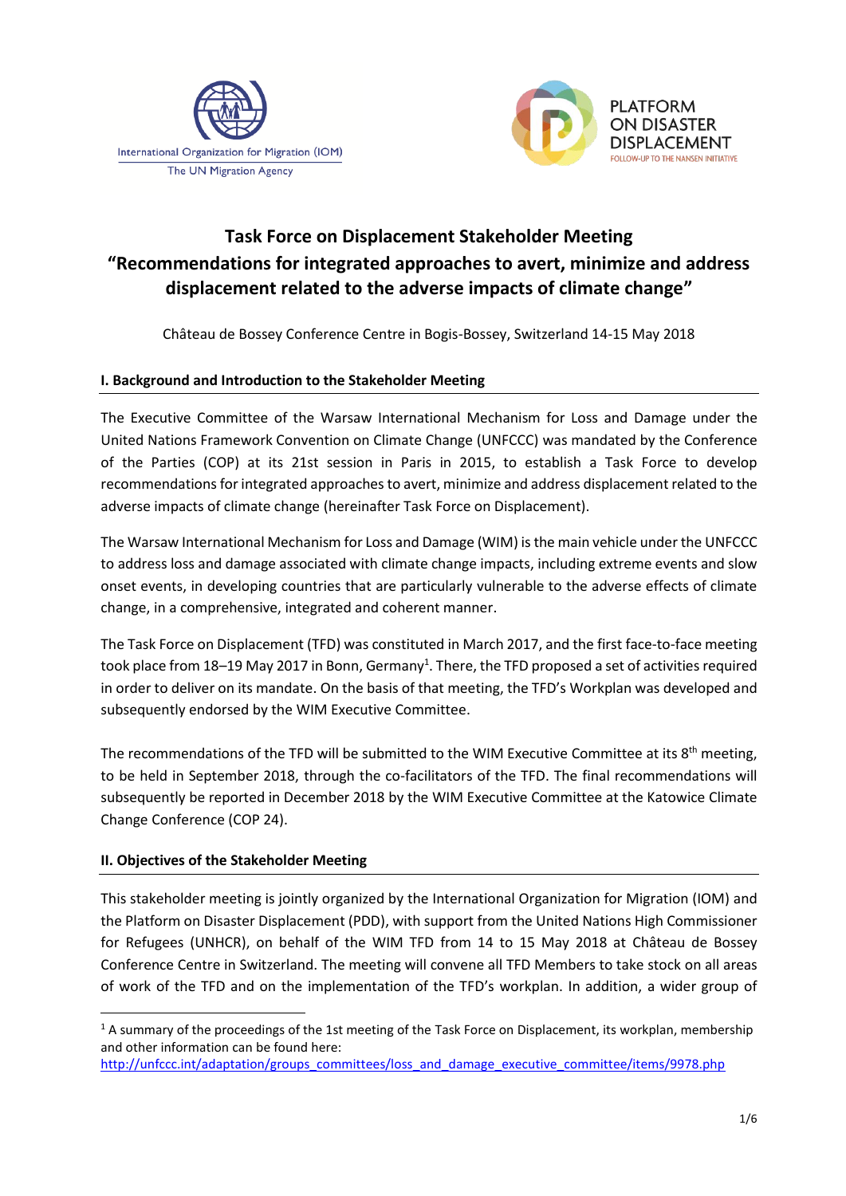International Organization for Migration (IOM)
The UN Migration Agency

PLATFORM ON DISASTER DISPLACEMENT
FOLLOW-UP TO THE NANSEN INITIATIVE

# Task Force on Displacement Stakeholder Meeting
# "Recommendations for integrated approaches to avert, minimize and address displacement related to the adverse impacts of climate change"

Château de Bossey Conference Centre in Bogis-Bossey, Switzerland 14-15 May 2018

## I. Background and Introduction to the Stakeholder Meeting

The Executive Committee of the Warsaw International Mechanism for Loss and Damage under the United Nations Framework Convention on Climate Change (UNFCCC) was mandated by the Conference of the Parties (COP) at its 21st session in Paris in 2015, to establish a Task Force to develop recommendations for integrated approaches to avert, minimize and address displacement related to the adverse impacts of climate change (hereinafter Task Force on Displacement).

The Warsaw International Mechanism for Loss and Damage (WIM) is the main vehicle under the UNFCCC to address loss and damage associated with climate change impacts, including extreme events and slow onset events, in developing countries that are particularly vulnerable to the adverse effects of climate change, in a comprehensive, integrated and coherent manner.

The Task Force on Displacement (TFD) was constituted in March 2017, and the first face-to-face meeting took place from 18–19 May 2017 in Bonn, Germany[1]. There, the TFD proposed a set of activities required in order to deliver on its mandate. On the basis of that meeting, the TFD's Workplan was developed and subsequently endorsed by the WIM Executive Committee.

The recommendations of the TFD will be submitted to the WIM Executive Committee at its 8th meeting, to be held in September 2018, through the co-facilitators of the TFD. The final recommendations will subsequently be reported in December 2018 by the WIM Executive Committee at the Katowice Climate Change Conference (COP 24).

## II. Objectives of the Stakeholder Meeting

This stakeholder meeting is jointly organized by the International Organization for Migration (IOM) and the Platform on Disaster Displacement (PDD), with support from the United Nations High Commissioner for Refugees (UNHCR), on behalf of the WIM TFD from 14 to 15 May 2018 at Château de Bossey Conference Centre in Switzerland. The meeting will convene all TFD Members to take stock on all areas of work of the TFD and on the implementation of the TFD's workplan. In addition, a wider group of

---

[1] A summary of the proceedings of the 1st meeting of the Task Force on Displacement, its workplan, membership and other information can be found here: http://unfccc.int/adaptation/groups_committees/loss_and_damage_executive_committee/items/9978.php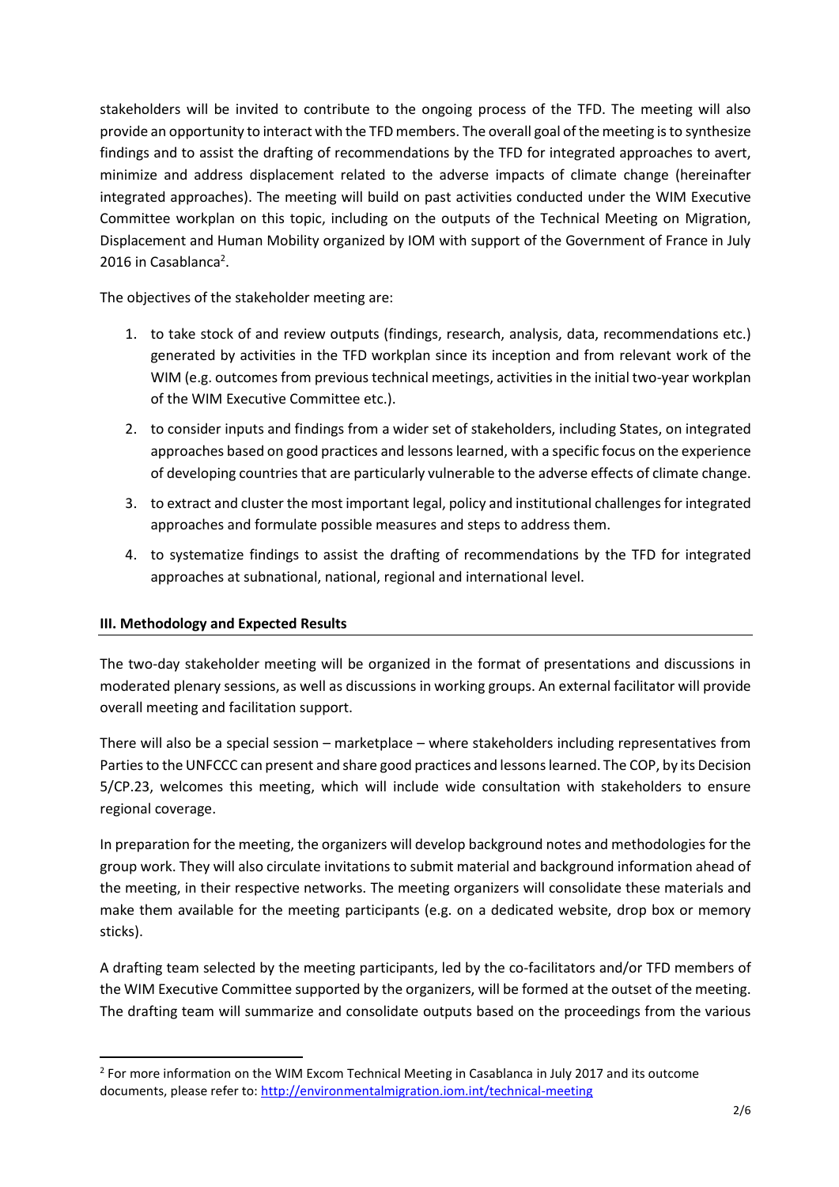stakeholders will be invited to contribute to the ongoing process of the TFD. The meeting will also provide an opportunity to interact with the TFD members. The overall goal of the meeting is to synthesize findings and to assist the drafting of recommendations by the TFD for integrated approaches to avert, minimize and address displacement related to the adverse impacts of climate change (hereinafter integrated approaches). The meeting will build on past activities conducted under the WIM Executive Committee workplan on this topic, including on the outputs of the Technical Meeting on Migration, Displacement and Human Mobility organized by IOM with support of the Government of France in July 2016 in Casablanca[2].

The objectives of the stakeholder meeting are:

1. to take stock of and review outputs (findings, research, analysis, data, recommendations etc.) generated by activities in the TFD workplan since its inception and from relevant work of the WIM (e.g. outcomes from previous technical meetings, activities in the initial two-year workplan of the WIM Executive Committee etc.).
2. to consider inputs and findings from a wider set of stakeholders, including States, on integrated approaches based on good practices and lessons learned, with a specific focus on the experience of developing countries that are particularly vulnerable to the adverse effects of climate change.
3. to extract and cluster the most important legal, policy and institutional challenges for integrated approaches and formulate possible measures and steps to address them.
4. to systematize findings to assist the drafting of recommendations by the TFD for integrated approaches at subnational, national, regional and international level.

## III. Methodology and Expected Results

The two-day stakeholder meeting will be organized in the format of presentations and discussions in moderated plenary sessions, as well as discussions in working groups. An external facilitator will provide overall meeting and facilitation support.

There will also be a special session – marketplace – where stakeholders including representatives from Parties to the UNFCCC can present and share good practices and lessons learned. The COP, by its Decision 5/CP.23, welcomes this meeting, which will include wide consultation with stakeholders to ensure regional coverage.

In preparation for the meeting, the organizers will develop background notes and methodologies for the group work. They will also circulate invitations to submit material and background information ahead of the meeting, in their respective networks. The meeting organizers will consolidate these materials and make them available for the meeting participants (e.g. on a dedicated website, drop box or memory sticks).

A drafting team selected by the meeting participants, led by the co-facilitators and/or TFD members of the WIM Executive Committee supported by the organizers, will be formed at the outset of the meeting. The drafting team will summarize and consolidate outputs based on the proceedings from the various

[2] For more information on the WIM Excom Technical Meeting in Casablanca in July 2017 and its outcome documents, please refer to: http://environmentalmigration.iom.int/technical-meeting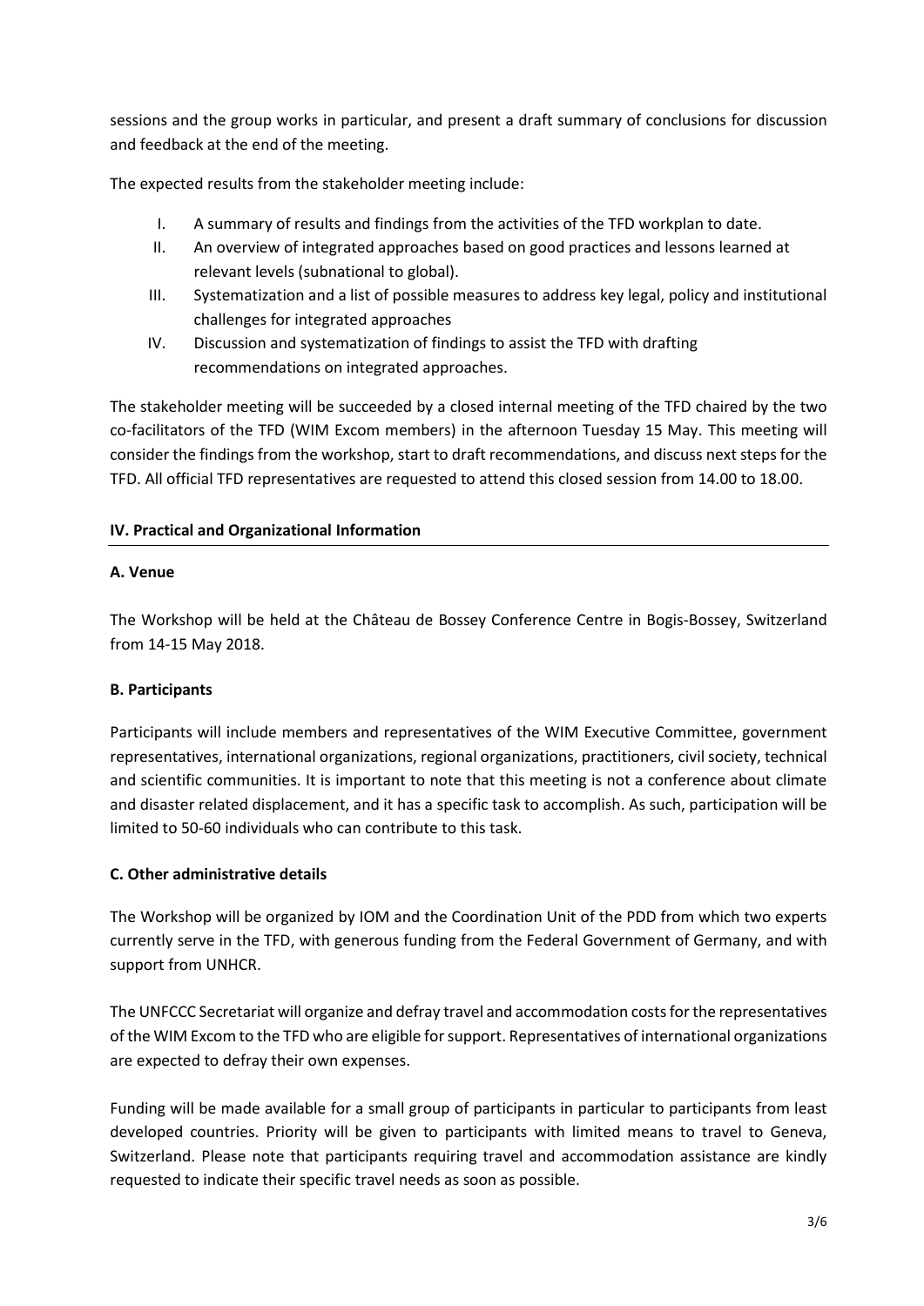sessions and the group works in particular, and present a draft summary of conclusions for discussion and feedback at the end of the meeting.

The expected results from the stakeholder meeting include:

I. A summary of results and findings from the activities of the TFD workplan to date.
II. An overview of integrated approaches based on good practices and lessons learned at relevant levels (subnational to global).
III. Systematization and a list of possible measures to address key legal, policy and institutional challenges for integrated approaches
IV. Discussion and systematization of findings to assist the TFD with drafting recommendations on integrated approaches.

The stakeholder meeting will be succeeded by a closed internal meeting of the TFD chaired by the two co-facilitators of the TFD (WIM Excom members) in the afternoon Tuesday 15 May. This meeting will consider the findings from the workshop, start to draft recommendations, and discuss next steps for the TFD. All official TFD representatives are requested to attend this closed session from 14.00 to 18.00.

## IV. Practical and Organizational Information

### A. Venue

The Workshop will be held at the Château de Bossey Conference Centre in Bogis-Bossey, Switzerland from 14-15 May 2018.

### B. Participants

Participants will include members and representatives of the WIM Executive Committee, government representatives, international organizations, regional organizations, practitioners, civil society, technical and scientific communities. It is important to note that this meeting is not a conference about climate and disaster related displacement, and it has a specific task to accomplish. As such, participation will be limited to 50-60 individuals who can contribute to this task.

### C. Other administrative details

The Workshop will be organized by IOM and the Coordination Unit of the PDD from which two experts currently serve in the TFD, with generous funding from the Federal Government of Germany, and with support from UNHCR.

The UNFCCC Secretariat will organize and defray travel and accommodation costs for the representatives of the WIM Excom to the TFD who are eligible for support. Representatives of international organizations are expected to defray their own expenses.

Funding will be made available for a small group of participants in particular to participants from least developed countries. Priority will be given to participants with limited means to travel to Geneva, Switzerland. Please note that participants requiring travel and accommodation assistance are kindly requested to indicate their specific travel needs as soon as possible.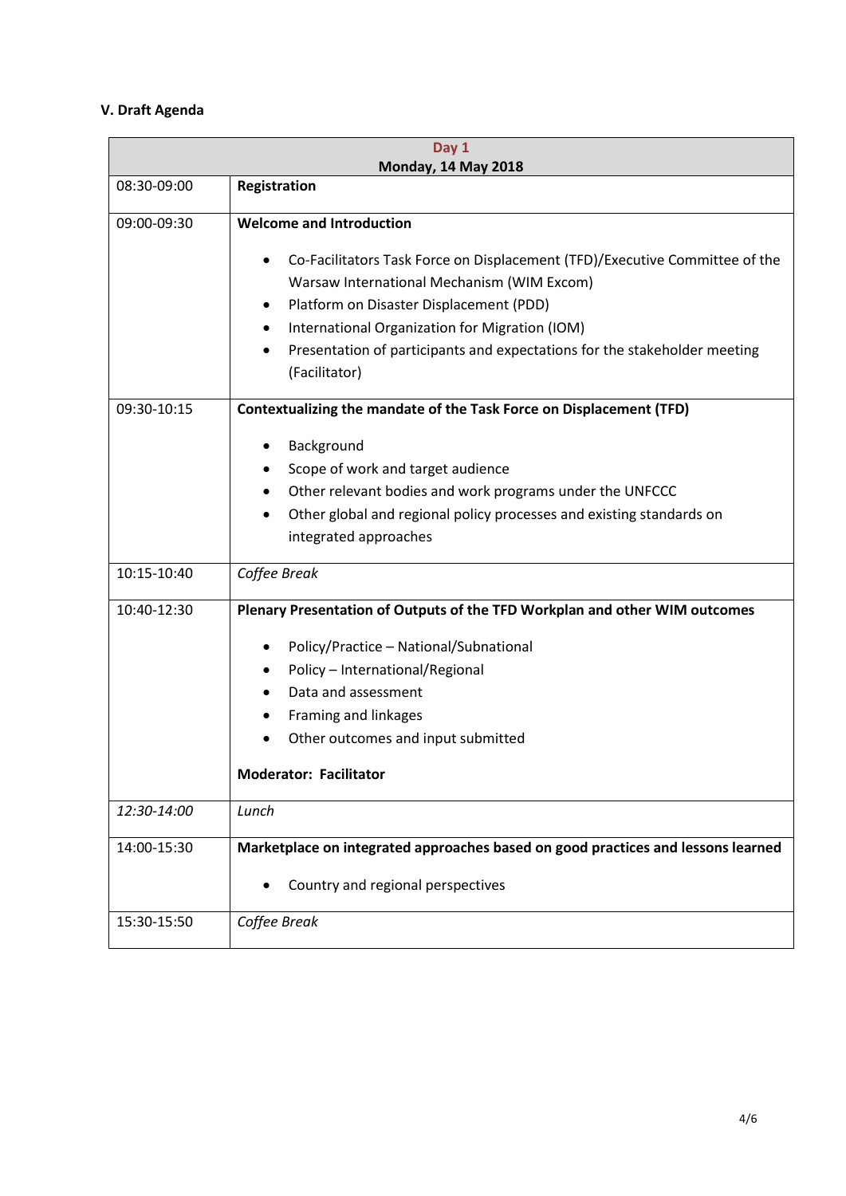### V. Draft Agenda

| Day 1<br>Monday, 14 May 2018 | |
|---|---|
| 08:30-09:00 | **Registration** |
| 09:00-09:30 | **Welcome and Introduction**<br><br>• Co-Facilitators Task Force on Displacement (TFD)/Executive Committee of the Warsaw International Mechanism (WIM Excom)<br>• Platform on Disaster Displacement (PDD)<br>• International Organization for Migration (IOM)<br>• Presentation of participants and expectations for the stakeholder meeting (Facilitator) |
| 09:30-10:15 | **Contextualizing the mandate of the Task Force on Displacement (TFD)**<br><br>• Background<br>• Scope of work and target audience<br>• Other relevant bodies and work programs under the UNFCCC<br>• Other global and regional policy processes and existing standards on integrated approaches |
| 10:15-10:40 | *Coffee Break* |
| 10:40-12:30 | **Plenary Presentation of Outputs of the TFD Workplan and other WIM outcomes**<br><br>• Policy/Practice – National/Subnational<br>• Policy – International/Regional<br>• Data and assessment<br>• Framing and linkages<br>• Other outcomes and input submitted<br><br>**Moderator: Facilitator** |
| *12:30-14:00* | *Lunch* |
| 14:00-15:30 | **Marketplace on integrated approaches based on good practices and lessons learned**<br><br>• Country and regional perspectives |
| 15:30-15:50 | *Coffee Break* |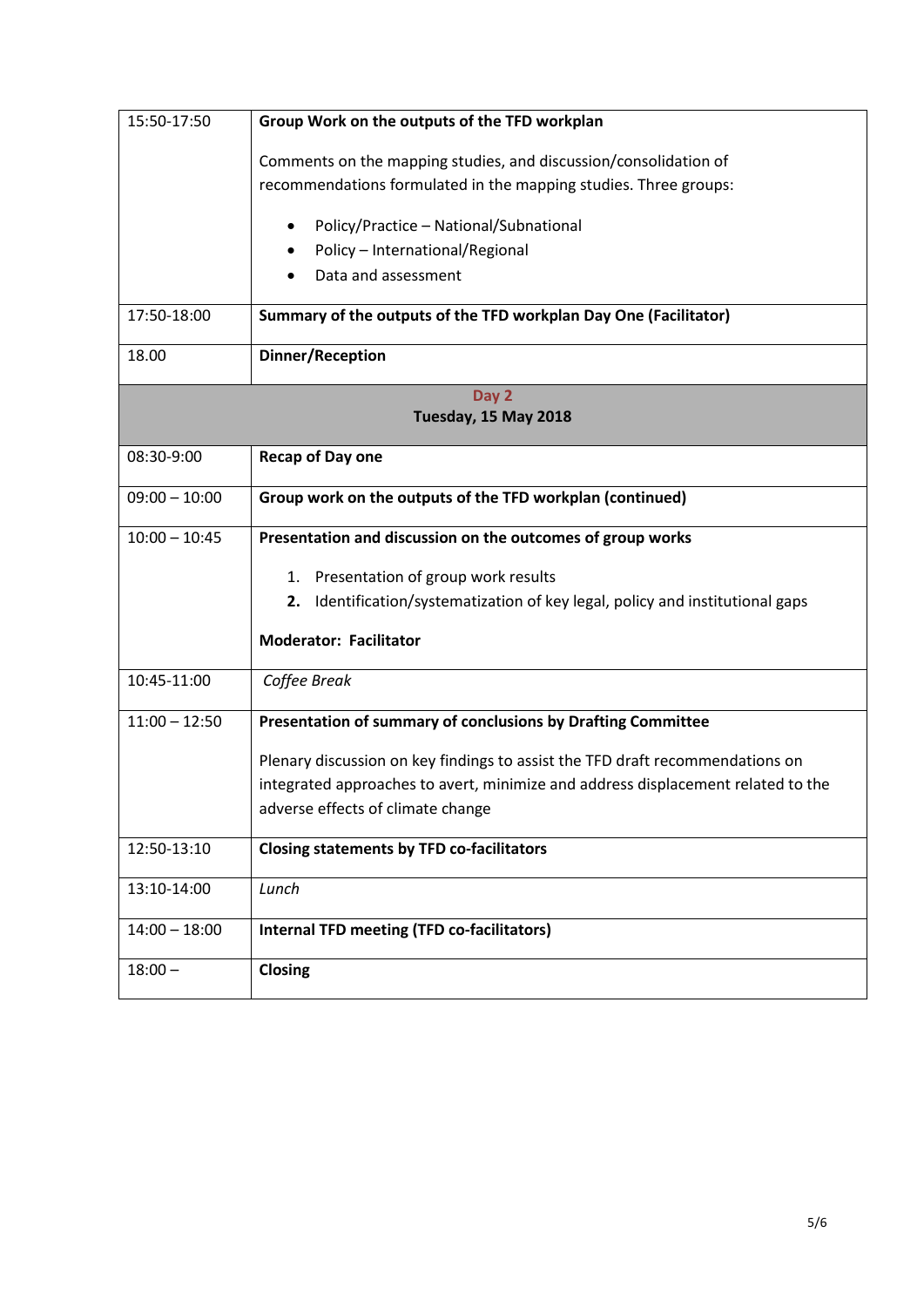| | |
|---|---|
| 15:50-17:50 | **Group Work on the outputs of the TFD workplan**<br><br>Comments on the mapping studies, and discussion/consolidation of recommendations formulated in the mapping studies. Three groups:<br><br>• Policy/Practice – National/Subnational<br>• Policy – International/Regional<br>• Data and assessment |
| 17:50-18:00 | **Summary of the outputs of the TFD workplan Day One (Facilitator)** |
| 18.00 | **Dinner/Reception** |
| **Day 2**<br>**Tuesday, 15 May 2018** | |
| 08:30-9:00 | **Recap of Day one** |
| 09:00 – 10:00 | **Group work on the outputs of the TFD workplan (continued)** |
| 10:00 – 10:45 | **Presentation and discussion on the outcomes of group works**<br><br>1. Presentation of group work results<br>2. Identification/systematization of key legal, policy and institutional gaps<br><br>**Moderator: Facilitator** |
| 10:45-11:00 | *Coffee Break* |
| 11:00 – 12:50 | **Presentation of summary of conclusions by Drafting Committee**<br><br>Plenary discussion on key findings to assist the TFD draft recommendations on integrated approaches to avert, minimize and address displacement related to the adverse effects of climate change |
| 12:50-13:10 | **Closing statements by TFD co-facilitators** |
| 13:10-14:00 | *Lunch* |
| 14:00 – 18:00 | **Internal TFD meeting (TFD co-facilitators)** |
| 18:00 – | **Closing** |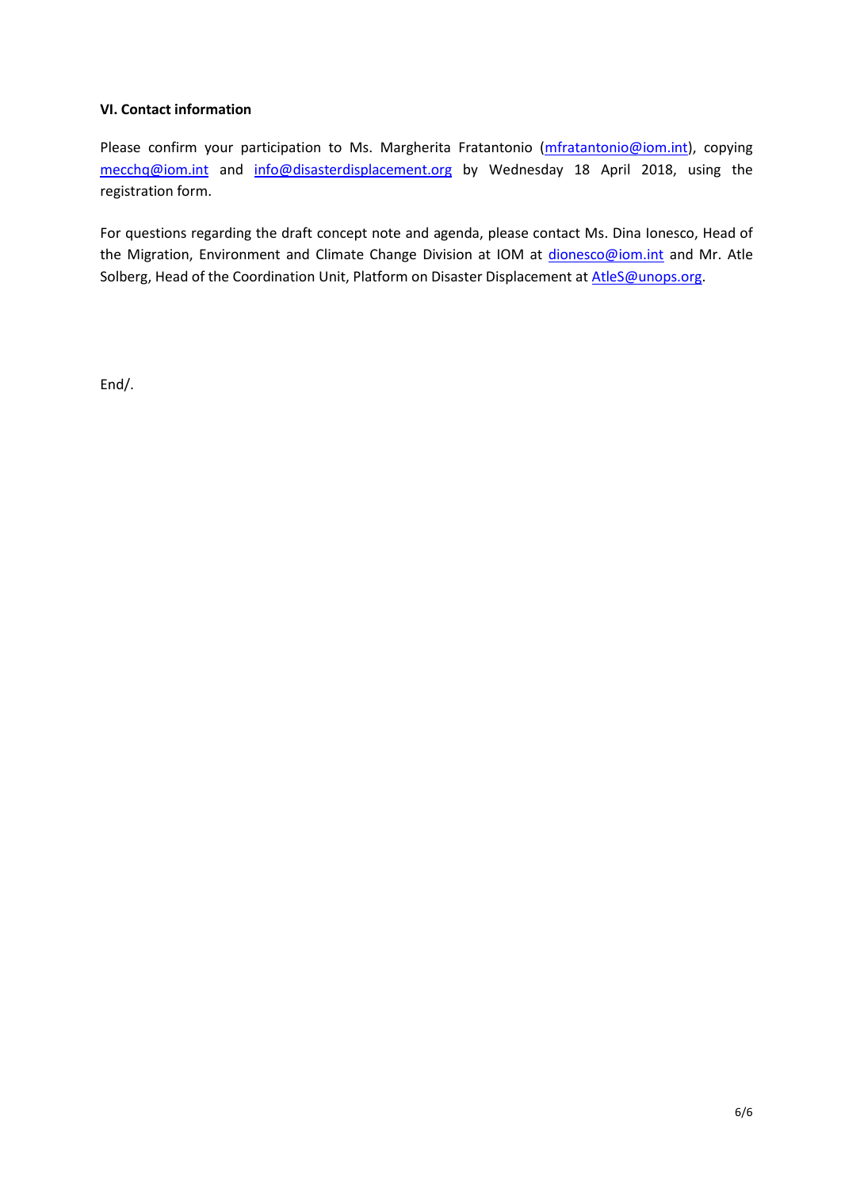### VI. Contact information

Please confirm your participation to Ms. Margherita Fratantonio (mfratantonio@iom.int), copying mecchq@iom.int and info@disasterdisplacement.org by Wednesday 18 April 2018, using the registration form.

For questions regarding the draft concept note and agenda, please contact Ms. Dina Ionesco, Head of the Migration, Environment and Climate Change Division at IOM at dionesco@iom.int and Mr. Atle Solberg, Head of the Coordination Unit, Platform on Disaster Displacement at AtleS@unops.org.

End/.